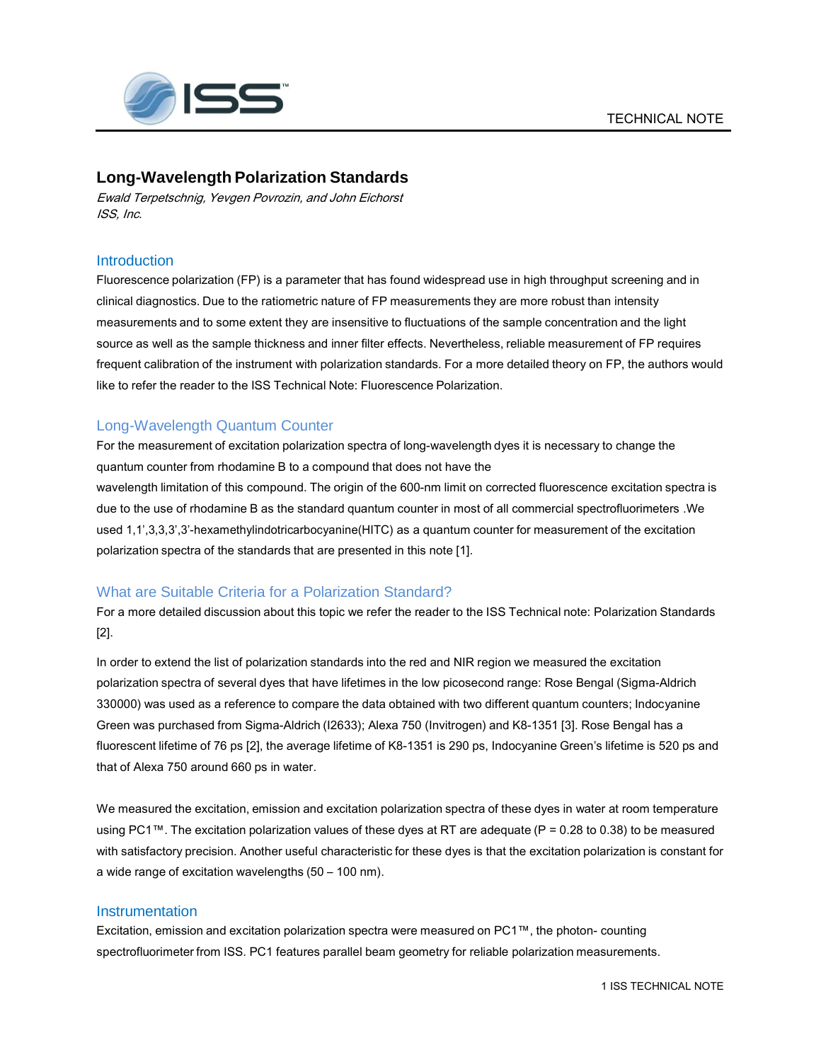TECHNICAL NOTE

# Long-Wavelength Polarization Standards

*Ewald Terpetschnig, Yevgen Povrozin, and John Eichorst*
*ISS, Inc.*

## Introduction

Fluorescence polarization (FP) is a parameter that has found widespread use in high throughput screening and in clinical diagnostics. Due to the ratiometric nature of FP measurements they are more robust than intensity measurements and to some extent they are insensitive to fluctuations of the sample concentration and the light source as well as the sample thickness and inner filter effects. Nevertheless, reliable measurement of FP requires frequent calibration of the instrument with polarization standards. For a more detailed theory on FP, the authors would like to refer the reader to the ISS Technical Note: Fluorescence Polarization.

## Long-Wavelength Quantum Counter

For the measurement of excitation polarization spectra of long-wavelength dyes it is necessary to change the quantum counter from rhodamine B to a compound that does not have the wavelength limitation of this compound. The origin of the 600-nm limit on corrected fluorescence excitation spectra is due to the use of rhodamine B as the standard quantum counter in most of all commercial spectrofluorimeters .We used 1,1',3,3,3',3'-hexamethylindotricarbocyanine(HITC) as a quantum counter for measurement of the excitation polarization spectra of the standards that are presented in this note [1].

## What are Suitable Criteria for a Polarization Standard?

For a more detailed discussion about this topic we refer the reader to the ISS Technical note: Polarization Standards [2].

In order to extend the list of polarization standards into the red and NIR region we measured the excitation polarization spectra of several dyes that have lifetimes in the low picosecond range: Rose Bengal (Sigma-Aldrich 330000) was used as a reference to compare the data obtained with two different quantum counters; Indocyanine Green was purchased from Sigma-Aldrich (I2633); Alexa 750 (Invitrogen) and K8-1351 [3]. Rose Bengal has a fluorescent lifetime of 76 ps [2], the average lifetime of K8-1351 is 290 ps, Indocyanine Green's lifetime is 520 ps and that of Alexa 750 around 660 ps in water.

We measured the excitation, emission and excitation polarization spectra of these dyes in water at room temperature using PC1™. The excitation polarization values of these dyes at RT are adequate (P = 0.28 to 0.38) to be measured with satisfactory precision. Another useful characteristic for these dyes is that the excitation polarization is constant for a wide range of excitation wavelengths (50 – 100 nm).

## Instrumentation

Excitation, emission and excitation polarization spectra were measured on PC1™, the photon- counting spectrofluorimeter from ISS. PC1 features parallel beam geometry for reliable polarization measurements.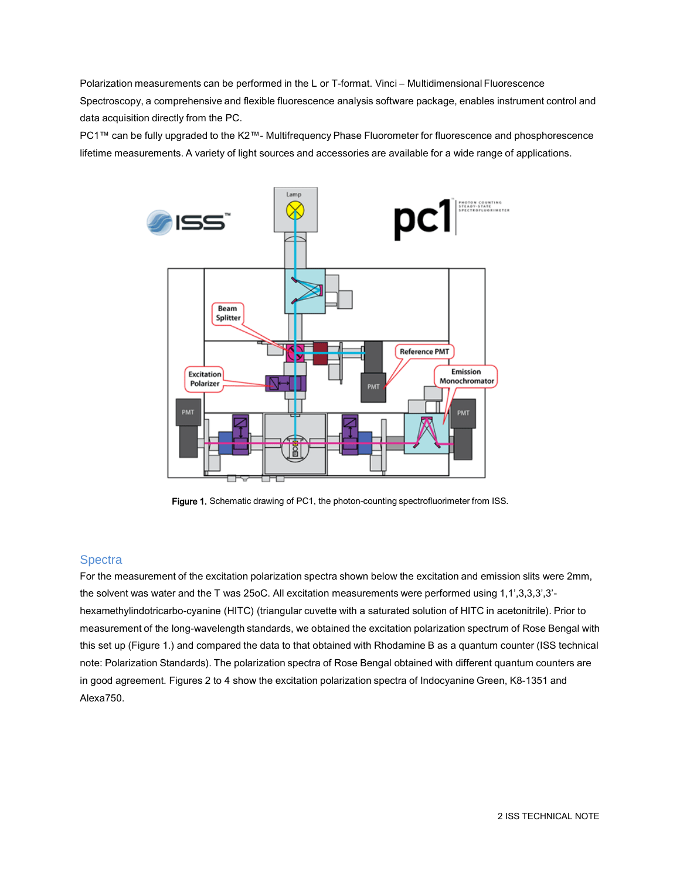Polarization measurements can be performed in the L or T-format. Vinci – Multidimensional Fluorescence Spectroscopy, a comprehensive and flexible fluorescence analysis software package, enables instrument control and data acquisition directly from the PC.

PC1™ can be fully upgraded to the K2™- Multifrequency Phase Fluorometer for fluorescence and phosphorescence lifetime measurements. A variety of light sources and accessories are available for a wide range of applications.

**Figure 1.** Schematic drawing of PC1, the photon-counting spectrofluorimeter from ISS.

## Spectra

For the measurement of the excitation polarization spectra shown below the excitation and emission slits were 2mm, the solvent was water and the T was 25oC. All excitation measurements were performed using 1,1',3,3,3',3'-hexamethylindotricarbo-cyanine (HITC) (triangular cuvette with a saturated solution of HITC in acetonitrile). Prior to measurement of the long-wavelength standards, we obtained the excitation polarization spectrum of Rose Bengal with this set up (Figure 1.) and compared the data to that obtained with Rhodamine B as a quantum counter (ISS technical note: Polarization Standards). The polarization spectra of Rose Bengal obtained with different quantum counters are in good agreement. Figures 2 to 4 show the excitation polarization spectra of Indocyanine Green, K8-1351 and Alexa750.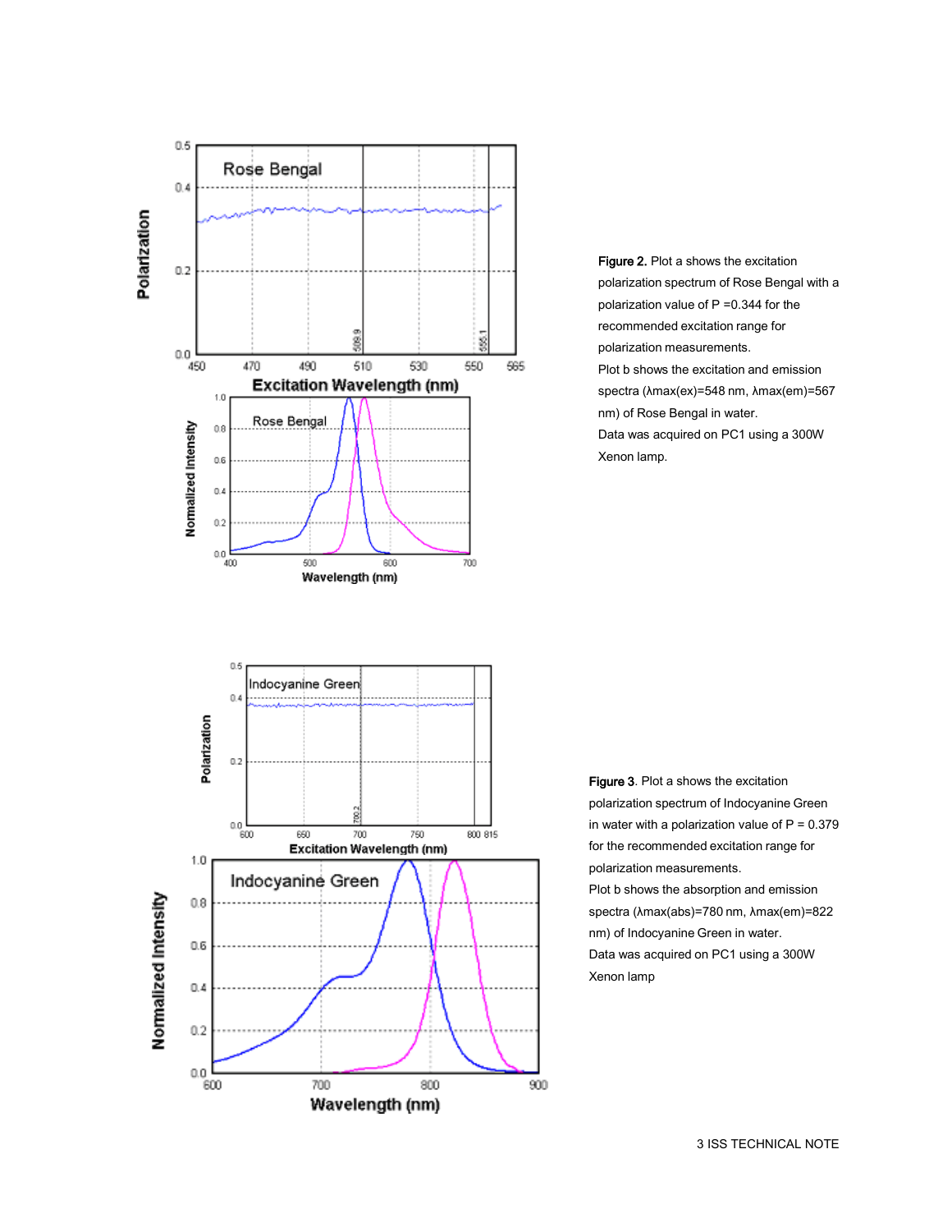**Figure 2.** Plot a shows the excitation polarization spectrum of Rose Bengal with a polarization value of P =0.344 for the recommended excitation range for polarization measurements.

Plot b shows the excitation and emission spectra (λmax(ex)=548 nm, λmax(em)=567 nm) of Rose Bengal in water.

Data was acquired on PC1 using a 300W Xenon lamp.

**Figure 3**. Plot a shows the excitation polarization spectrum of Indocyanine Green in water with a polarization value of P = 0.379 for the recommended excitation range for polarization measurements.

Plot b shows the absorption and emission spectra (λmax(abs)=780 nm, λmax(em)=822 nm) of Indocyanine Green in water.

Data was acquired on PC1 using a 300W Xenon lamp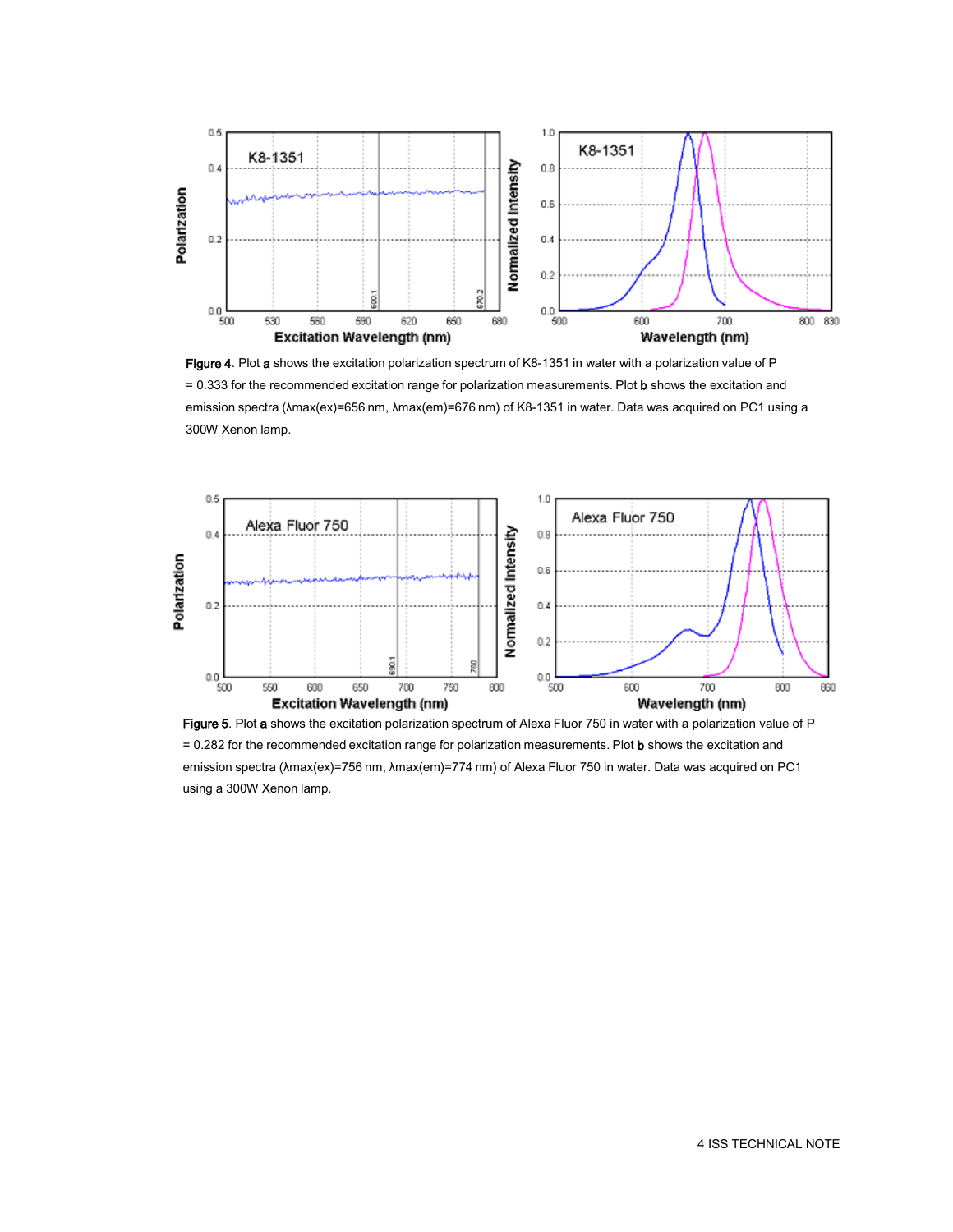**Figure 4**. Plot **a** shows the excitation polarization spectrum of K8-1351 in water with a polarization value of P = 0.333 for the recommended excitation range for polarization measurements. Plot **b** shows the excitation and emission spectra (λmax(ex)=656 nm, λmax(em)=676 nm) of K8-1351 in water. Data was acquired on PC1 using a 300W Xenon lamp.

**Figure 5**. Plot **a** shows the excitation polarization spectrum of Alexa Fluor 750 in water with a polarization value of P = 0.282 for the recommended excitation range for polarization measurements. Plot **b** shows the excitation and emission spectra (λmax(ex)=756 nm, λmax(em)=774 nm) of Alexa Fluor 750 in water. Data was acquired on PC1 using a 300W Xenon lamp.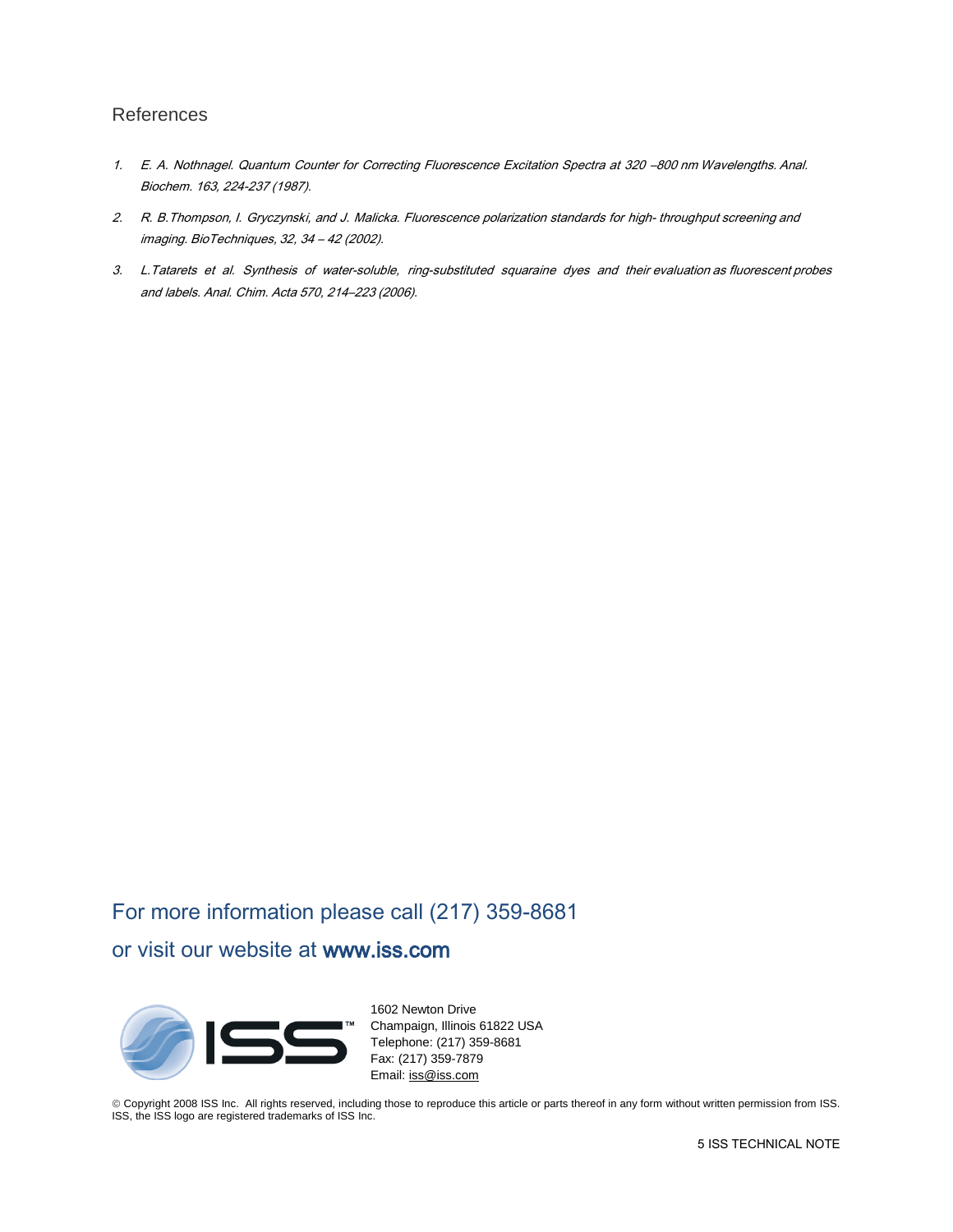## References

1. *E. A. Nothnagel. Quantum Counter for Correcting Fluorescence Excitation Spectra at 320 –800 nm Wavelengths. Anal. Biochem. 163, 224-237 (1987).*
2. *R. B.Thompson, I. Gryczynski, and J. Malicka. Fluorescence polarization standards for high- throughput screening and imaging. BioTechniques, 32, 34 – 42 (2002).*
3. *L.Tatarets et al. Synthesis of water-soluble, ring-substituted squaraine dyes and their evaluation as fluorescent probes and labels. Anal. Chim. Acta 570, 214–223 (2006).*

For more information please call (217) 359-8681

or visit our website at **www.iss.com**

ISS™

1602 Newton Drive
Champaign, Illinois 61822 USA
Telephone: (217) 359-8681
Fax: (217) 359-7879
Email: iss@iss.com

© Copyright 2008 ISS Inc. All rights reserved, including those to reproduce this article or parts thereof in any form without written permission from ISS. ISS, the ISS logo are registered trademarks of ISS Inc.